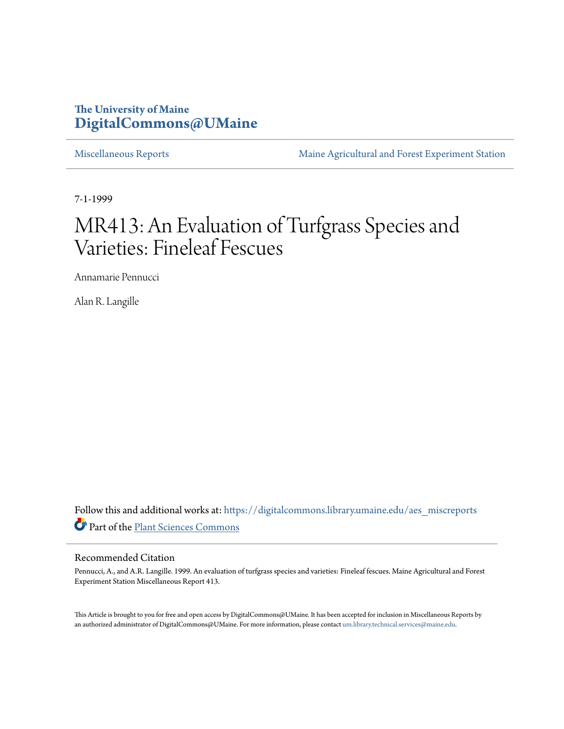# The University of Maine
# DigitalCommons@UMaine

Miscellaneous Reports

Maine Agricultural and Forest Experiment Station

7-1-1999

# MR413: An Evaluation of Turfgrass Species and Varieties: Fineleaf Fescues

Annamarie Pennucci

Alan R. Langille

Follow this and additional works at: https://digitalcommons.library.umaine.edu/aes_miscreports

Part of the Plant Sciences Commons

## Recommended Citation

Pennucci, A., and A.R. Langille. 1999. An evaluation of turfgrass species and varieties: Fineleaf fescues. Maine Agricultural and Forest Experiment Station Miscellaneous Report 413.

This Article is brought to you for free and open access by DigitalCommons@UMaine. It has been accepted for inclusion in Miscellaneous Reports by an authorized administrator of DigitalCommons@UMaine. For more information, please contact um.library.technical.services@maine.edu.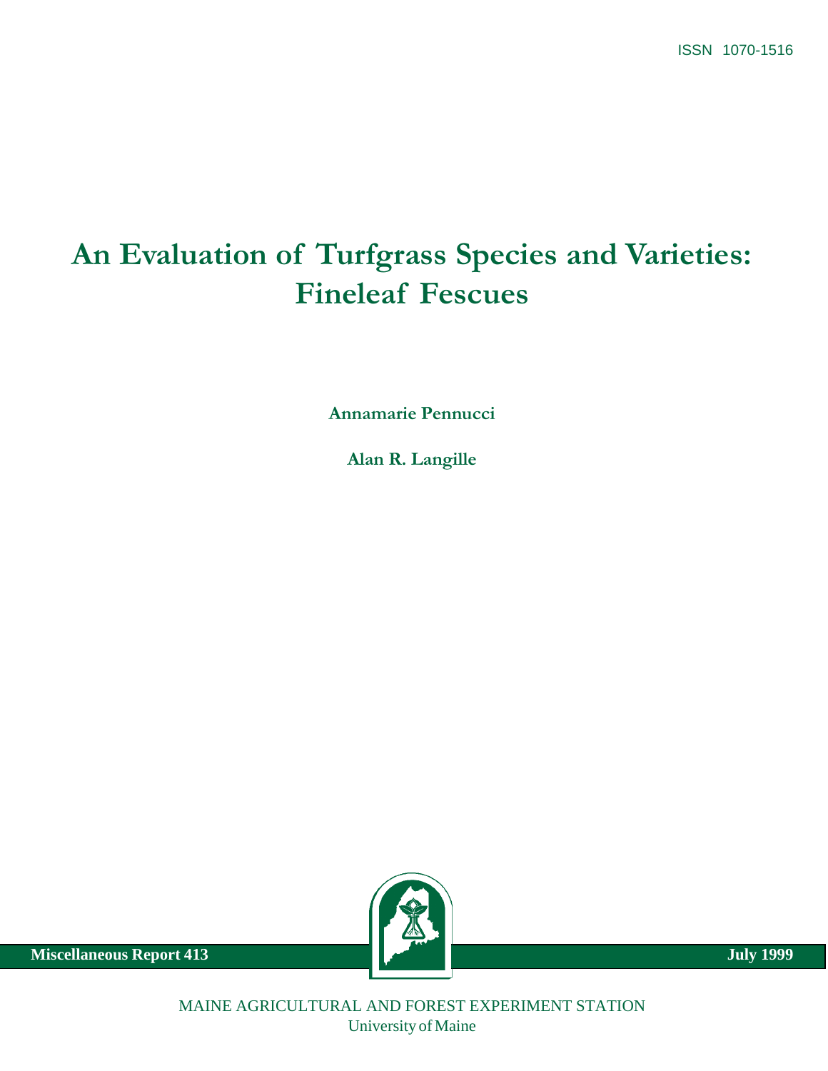ISSN 1070-1516

# An Evaluation of Turfgrass Species and Varieties: Fineleaf Fescues

**Annamarie Pennucci**

**Alan R. Langille**

**Miscellaneous Report 413** **July 1999**

MAINE AGRICULTURAL AND FOREST EXPERIMENT STATION
University of Maine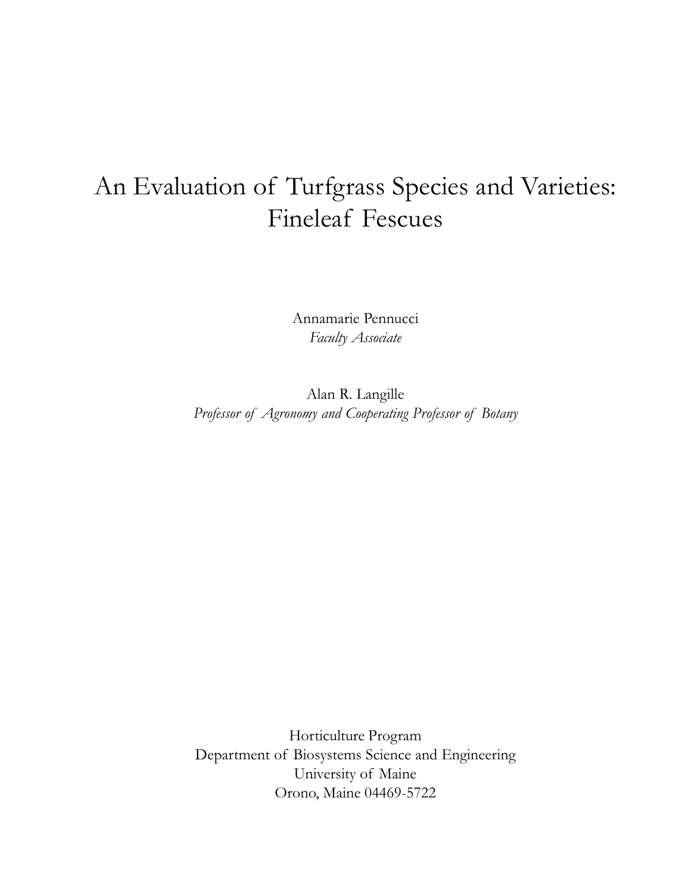# An Evaluation of Turfgrass Species and Varieties: Fineleaf Fescues

Annamarie Pennucci
*Faculty Associate*

Alan R. Langille
*Professor of Agronomy and Cooperating Professor of Botany*

Horticulture Program
Department of Biosystems Science and Engineering
University of Maine
Orono, Maine 04469-5722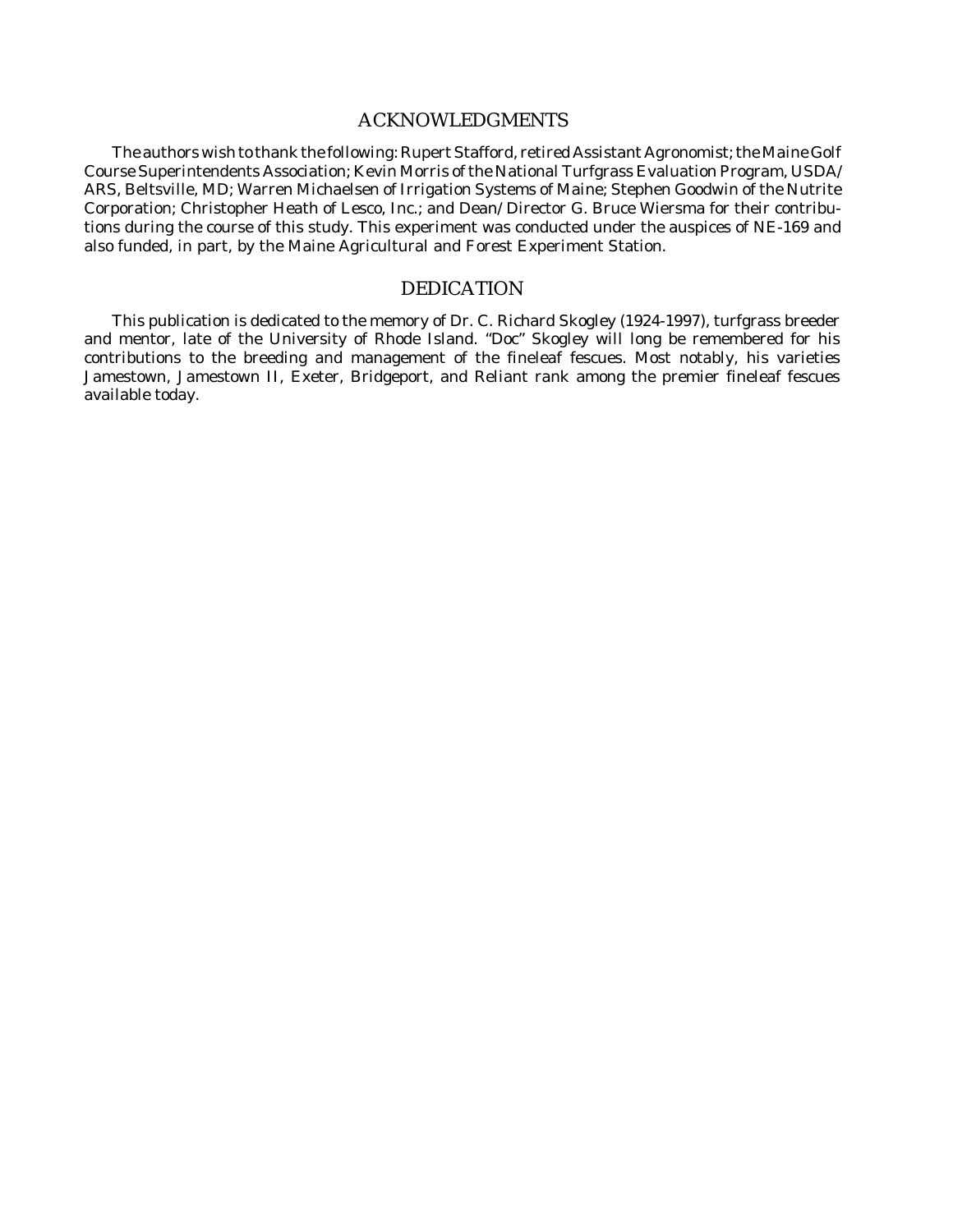## ACKNOWLEDGMENTS

The authors wish to thank the following: Rupert Stafford, retired Assistant Agronomist; the Maine Golf Course Superintendents Association; Kevin Morris of the National Turfgrass Evaluation Program, USDA/ARS, Beltsville, MD; Warren Michaelsen of Irrigation Systems of Maine; Stephen Goodwin of the Nutrite Corporation; Christopher Heath of Lesco, Inc.; and Dean/Director G. Bruce Wiersma for their contributions during the course of this study. This experiment was conducted under the auspices of NE-169 and also funded, in part, by the Maine Agricultural and Forest Experiment Station.

## DEDICATION

This publication is dedicated to the memory of Dr. C. Richard Skogley (1924-1997), turfgrass breeder and mentor, late of the University of Rhode Island. "Doc" Skogley will long be remembered for his contributions to the breeding and management of the fineleaf fescues. Most notably, his varieties Jamestown, Jamestown II, Exeter, Bridgeport, and Reliant rank among the premier fineleaf fescues available today.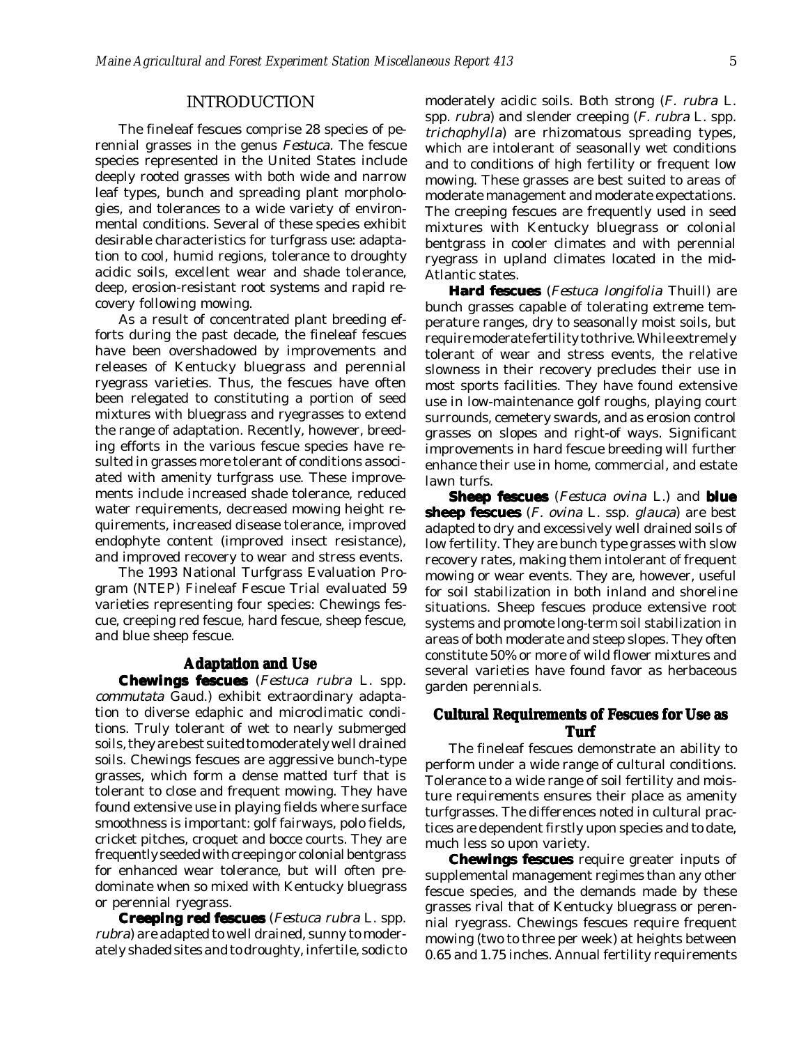## INTRODUCTION

The fineleaf fescues comprise 28 species of perennial grasses in the genus *Festuca*. The fescue species represented in the United States include deeply rooted grasses with both wide and narrow leaf types, bunch and spreading plant morphologies, and tolerances to a wide variety of environmental conditions. Several of these species exhibit desirable characteristics for turfgrass use: adaptation to cool, humid regions, tolerance to droughty acidic soils, excellent wear and shade tolerance, deep, erosion-resistant root systems and rapid recovery following mowing.

As a result of concentrated plant breeding efforts during the past decade, the fineleaf fescues have been overshadowed by improvements and releases of Kentucky bluegrass and perennial ryegrass varieties. Thus, the fescues have often been relegated to constituting a portion of seed mixtures with bluegrass and ryegrasses to extend the range of adaptation. Recently, however, breeding efforts in the various fescue species have resulted in grasses more tolerant of conditions associated with amenity turfgrass use. These improvements include increased shade tolerance, reduced water requirements, decreased mowing height requirements, increased disease tolerance, improved endophyte content (improved insect resistance), and improved recovery to wear and stress events.

The 1993 National Turfgrass Evaluation Program (NTEP) Fineleaf Fescue Trial evaluated 59 varieties representing four species: Chewings fescue, creeping red fescue, hard fescue, sheep fescue, and blue sheep fescue.

### Adaptation and Use

**Chewings fescues** (*Festuca rubra* L. spp. *commutata* Gaud.) exhibit extraordinary adaptation to diverse edaphic and microclimatic conditions. Truly tolerant of wet to nearly submerged soils, they are best suited to moderately well drained soils. Chewings fescues are aggressive bunch-type grasses, which form a dense matted turf that is tolerant to close and frequent mowing. They have found extensive use in playing fields where surface smoothness is important: golf fairways, polo fields, cricket pitches, croquet and bocce courts. They are frequently seeded with creeping or colonial bentgrass for enhanced wear tolerance, but will often predominate when so mixed with Kentucky bluegrass or perennial ryegrass.

**Creeping red fescues** (*Festuca rubra* L. spp. *rubra*) are adapted to well drained, sunny to moderately shaded sites and to droughty, infertile, sodic to moderately acidic soils. Both strong (*F. rubra* L. spp. *rubra*) and slender creeping (*F. rubra* L. spp. *trichophylla*) are rhizomatous spreading types, which are intolerant of seasonally wet conditions and to conditions of high fertility or frequent low mowing. These grasses are best suited to areas of moderate management and moderate expectations. The creeping fescues are frequently used in seed mixtures with Kentucky bluegrass or colonial bentgrass in cooler climates and with perennial ryegrass in upland climates located in the mid-Atlantic states.

**Hard fescues** (*Festuca longifolia* Thuill) are bunch grasses capable of tolerating extreme temperature ranges, dry to seasonally moist soils, but require moderate fertility to thrive. While extremely tolerant of wear and stress events, the relative slowness in their recovery precludes their use in most sports facilities. They have found extensive use in low-maintenance golf roughs, playing court surrounds, cemetery swards, and as erosion control grasses on slopes and right-of ways. Significant improvements in hard fescue breeding will further enhance their use in home, commercial, and estate lawn turfs.

**Sheep fescues** (*Festuca ovina* L.) and **blue sheep fescues** (*F. ovina* L. ssp. *glauca*) are best adapted to dry and excessively well drained soils of low fertility. They are bunch type grasses with slow recovery rates, making them intolerant of frequent mowing or wear events. They are, however, useful for soil stabilization in both inland and shoreline situations. Sheep fescues produce extensive root systems and promote long-term soil stabilization in areas of both moderate and steep slopes. They often constitute 50% or more of wild flower mixtures and several varieties have found favor as herbaceous garden perennials.

### Cultural Requirements of Fescues for Use as Turf

The fineleaf fescues demonstrate an ability to perform under a wide range of cultural conditions. Tolerance to a wide range of soil fertility and moisture requirements ensures their place as amenity turfgrasses. The differences noted in cultural practices are dependent firstly upon species and to date, much less so upon variety.

**Chewings fescues** require greater inputs of supplemental management regimes than any other fescue species, and the demands made by these grasses rival that of Kentucky bluegrass or perennial ryegrass. Chewings fescues require frequent mowing (two to three per week) at heights between 0.65 and 1.75 inches. Annual fertility requirements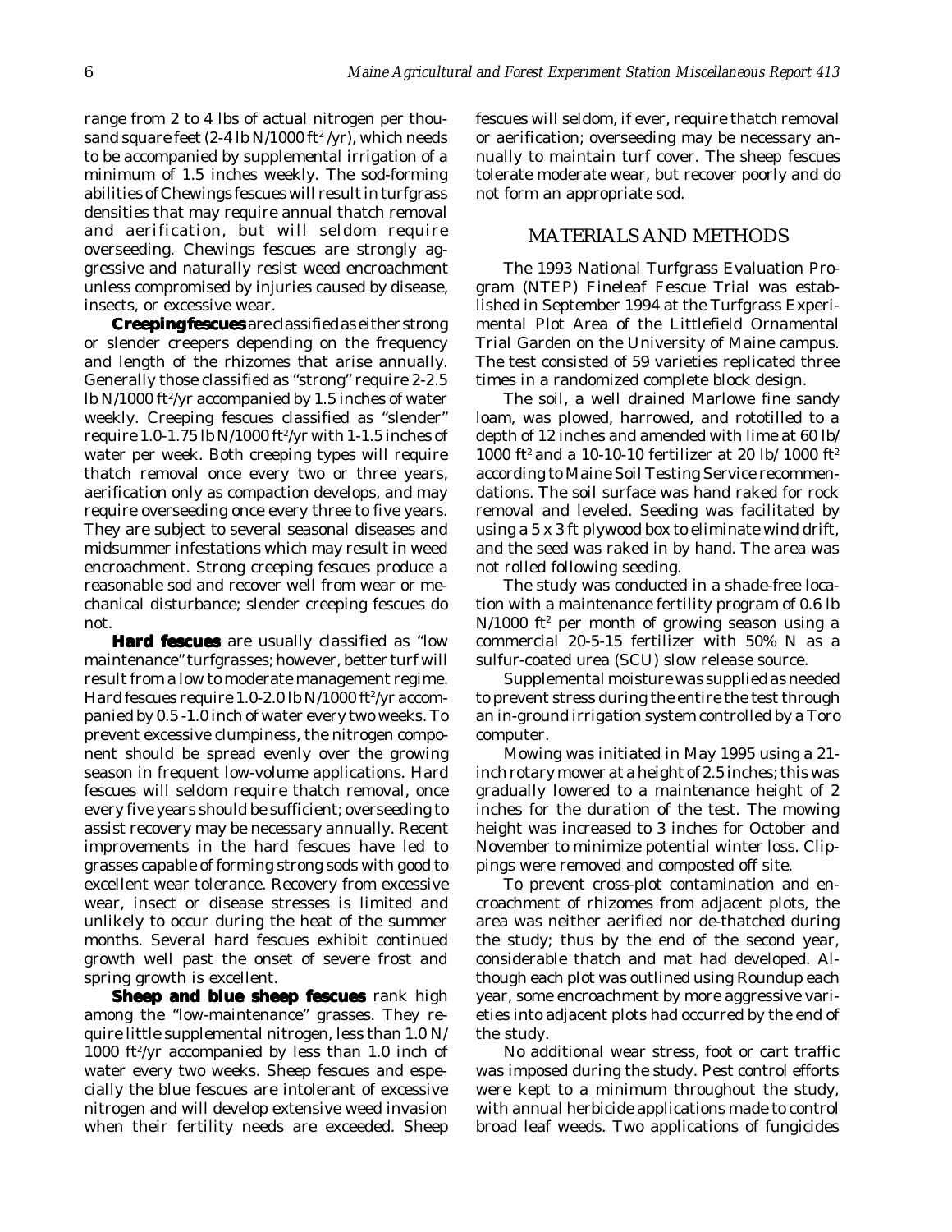range from 2 to 4 lbs of actual nitrogen per thousand square feet (2-4 lb N/1000 $ft^2$/yr), which needs to be accompanied by supplemental irrigation of a minimum of 1.5 inches weekly. The sod-forming abilities of Chewings fescues will result in turfgrass densities that may require annual thatch removal and aerification, but will seldom require overseeding. Chewings fescues are strongly aggressive and naturally resist weed encroachment unless compromised by injuries caused by disease, insects, or excessive wear.

**Creeping fescues** are classified as either strong or slender creepers depending on the frequency and length of the rhizomes that arise annually. Generally those classified as "strong" require 2-2.5 lb N/1000 $ft^2$/yr accompanied by 1.5 inches of water weekly. Creeping fescues classified as "slender" require 1.0-1.75 lb N/1000 $ft^2$/yr with 1-1.5 inches of water per week. Both creeping types will require thatch removal once every two or three years, aerification only as compaction develops, and may require overseeding once every three to five years. They are subject to several seasonal diseases and midsummer infestations which may result in weed encroachment. Strong creeping fescues produce a reasonable sod and recover well from wear or mechanical disturbance; slender creeping fescues do not.

**Hard fescues** are usually classified as "low maintenance" turfgrasses; however, better turf will result from a low to moderate management regime. Hard fescues require 1.0-2.0 lb N/1000 $ft^2$/yr accompanied by 0.5 -1.0 inch of water every two weeks. To prevent excessive clumpiness, the nitrogen component should be spread evenly over the growing season in frequent low-volume applications. Hard fescues will seldom require thatch removal, once every five years should be sufficient; overseeding to assist recovery may be necessary annually. Recent improvements in the hard fescues have led to grasses capable of forming strong sods with good to excellent wear tolerance. Recovery from excessive wear, insect or disease stresses is limited and unlikely to occur during the heat of the summer months. Several hard fescues exhibit continued growth well past the onset of severe frost and spring growth is excellent.

**Sheep and blue sheep fescues** rank high among the "low-maintenance" grasses. They require little supplemental nitrogen, less than 1.0 N/ 1000 $ft^2$/yr accompanied by less than 1.0 inch of water every two weeks. Sheep fescues and especially the blue fescues are intolerant of excessive nitrogen and will develop extensive weed invasion when their fertility needs are exceeded. Sheep fescues will seldom, if ever, require thatch removal or aerification; overseeding may be necessary annually to maintain turf cover. The sheep fescues tolerate moderate wear, but recover poorly and do not form an appropriate sod.

## MATERIALS AND METHODS

The 1993 National Turfgrass Evaluation Program (NTEP) Fineleaf Fescue Trial was established in September 1994 at the Turfgrass Experimental Plot Area of the Littlefield Ornamental Trial Garden on the University of Maine campus. The test consisted of 59 varieties replicated three times in a randomized complete block design.

The soil, a well drained Marlowe fine sandy loam, was plowed, harrowed, and rototilled to a depth of 12 inches and amended with lime at 60 lb/ 1000 $ft^2$ and a 10-10-10 fertilizer at 20 lb/ 1000 $ft^2$ according to Maine Soil Testing Service recommendations. The soil surface was hand raked for rock removal and leveled. Seeding was facilitated by using a 5 x 3 ft plywood box to eliminate wind drift, and the seed was raked in by hand. The area was not rolled following seeding.

The study was conducted in a shade-free location with a maintenance fertility program of 0.6 lb N/1000 $ft^2$ per month of growing season using a commercial 20-5-15 fertilizer with 50% N as a sulfur-coated urea (SCU) slow release source.

Supplemental moisture was supplied as needed to prevent stress during the entire the test through an in-ground irrigation system controlled by a Toro computer.

Mowing was initiated in May 1995 using a 21-inch rotary mower at a height of 2.5 inches; this was gradually lowered to a maintenance height of 2 inches for the duration of the test. The mowing height was increased to 3 inches for October and November to minimize potential winter loss. Clippings were removed and composted off site.

To prevent cross-plot contamination and encroachment of rhizomes from adjacent plots, the area was neither aerified nor de-thatched during the study; thus by the end of the second year, considerable thatch and mat had developed. Although each plot was outlined using Roundup each year, some encroachment by more aggressive varieties into adjacent plots had occurred by the end of the study.

No additional wear stress, foot or cart traffic was imposed during the study. Pest control efforts were kept to a minimum throughout the study, with annual herbicide applications made to control broad leaf weeds. Two applications of fungicides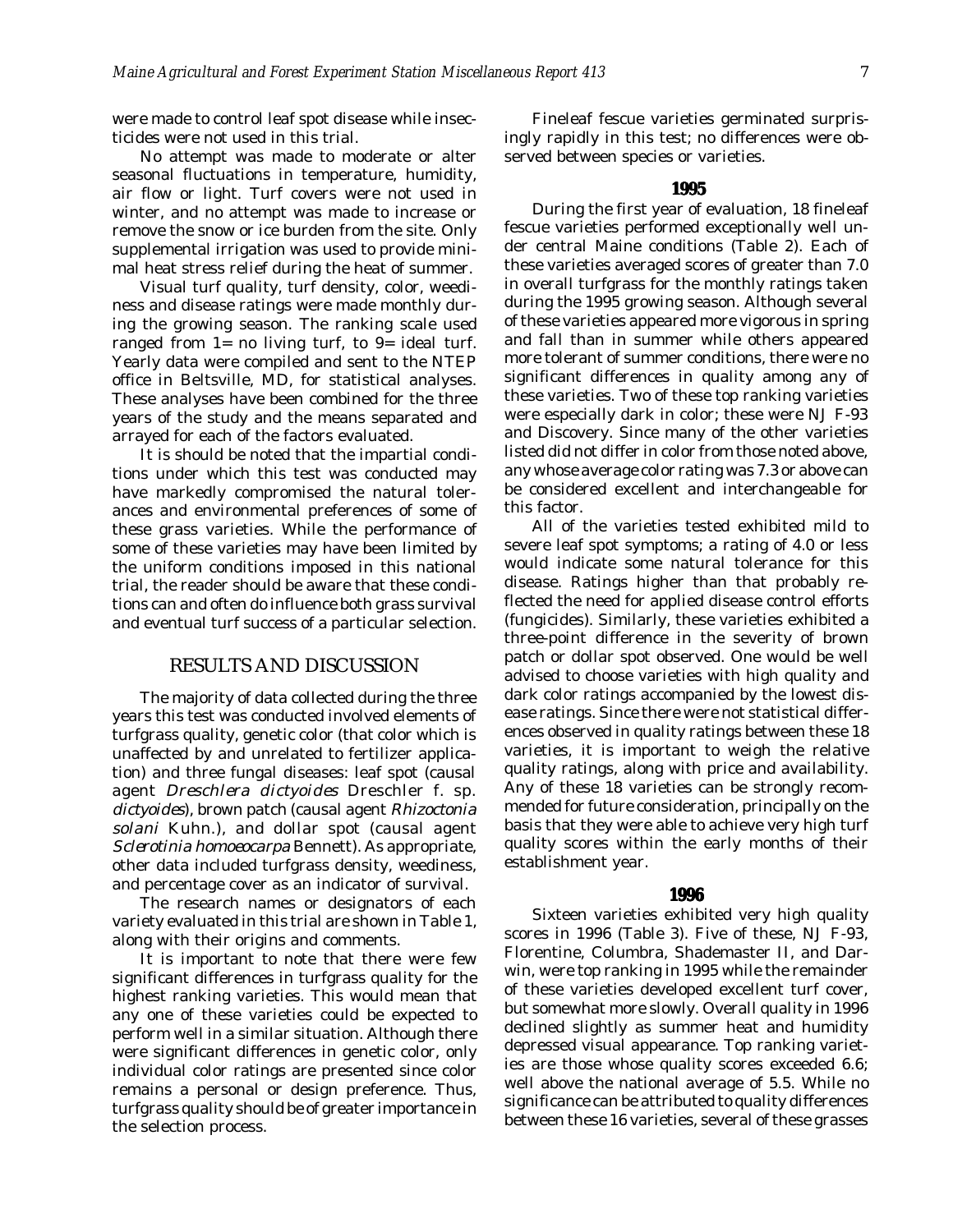were made to control leaf spot disease while insecticides were not used in this trial.

No attempt was made to moderate or alter seasonal fluctuations in temperature, humidity, air flow or light. Turf covers were not used in winter, and no attempt was made to increase or remove the snow or ice burden from the site. Only supplemental irrigation was used to provide minimal heat stress relief during the heat of summer.

Visual turf quality, turf density, color, weediness and disease ratings were made monthly during the growing season. The ranking scale used ranged from 1= no living turf, to 9= ideal turf. Yearly data were compiled and sent to the NTEP office in Beltsville, MD, for statistical analyses. These analyses have been combined for the three years of the study and the means separated and arrayed for each of the factors evaluated.

It is should be noted that the impartial conditions under which this test was conducted may have markedly compromised the natural tolerances and environmental preferences of some of these grass varieties. While the performance of some of these varieties may have been limited by the uniform conditions imposed in this national trial, the reader should be aware that these conditions can and often do influence both grass survival and eventual turf success of a particular selection.

## RESULTS AND DISCUSSION

The majority of data collected during the three years this test was conducted involved elements of turfgrass quality, genetic color (that color which is unaffected by and unrelated to fertilizer application) and three fungal diseases: leaf spot (causal agent *Dreschlera dictyoides* Dreschler f. sp. *dictyoides*), brown patch (causal agent *Rhizoctonia solani* Kuhn.), and dollar spot (causal agent *Sclerotinia homoeocarpa* Bennett). As appropriate, other data included turfgrass density, weediness, and percentage cover as an indicator of survival.

The research names or designators of each variety evaluated in this trial are shown in Table 1, along with their origins and comments.

It is important to note that there were few significant differences in turfgrass quality for the highest ranking varieties. This would mean that any one of these varieties could be expected to perform well in a similar situation. Although there were significant differences in genetic color, only individual color ratings are presented since color remains a personal or design preference. Thus, turfgrass quality should be of greater importance in the selection process.

Fineleaf fescue varieties germinated surprisingly rapidly in this test; no differences were observed between species or varieties.

### 1995

During the first year of evaluation, 18 fineleaf fescue varieties performed exceptionally well under central Maine conditions (Table 2). Each of these varieties averaged scores of greater than 7.0 in overall turfgrass for the monthly ratings taken during the 1995 growing season. Although several of these varieties appeared more vigorous in spring and fall than in summer while others appeared more tolerant of summer conditions, there were no significant differences in quality among any of these varieties. Two of these top ranking varieties were especially dark in color; these were NJ F-93 and Discovery. Since many of the other varieties listed did not differ in color from those noted above, any whose average color rating was 7.3 or above can be considered excellent and interchangeable for this factor.

All of the varieties tested exhibited mild to severe leaf spot symptoms; a rating of 4.0 or less would indicate some natural tolerance for this disease. Ratings higher than that probably reflected the need for applied disease control efforts (fungicides). Similarly, these varieties exhibited a three-point difference in the severity of brown patch or dollar spot observed. One would be well advised to choose varieties with high quality and dark color ratings accompanied by the lowest disease ratings. Since there were not statistical differences observed in quality ratings between these 18 varieties, it is important to weigh the relative quality ratings, along with price and availability. Any of these 18 varieties can be strongly recommended for future consideration, principally on the basis that they were able to achieve very high turf quality scores within the early months of their establishment year.

### 1996

Sixteen varieties exhibited very high quality scores in 1996 (Table 3). Five of these, NJ F-93, Florentine, Columbra, Shademaster II, and Darwin, were top ranking in 1995 while the remainder of these varieties developed excellent turf cover, but somewhat more slowly. Overall quality in 1996 declined slightly as summer heat and humidity depressed visual appearance. Top ranking varieties are those whose quality scores exceeded 6.6; well above the national average of 5.5. While no significance can be attributed to quality differences between these 16 varieties, several of these grasses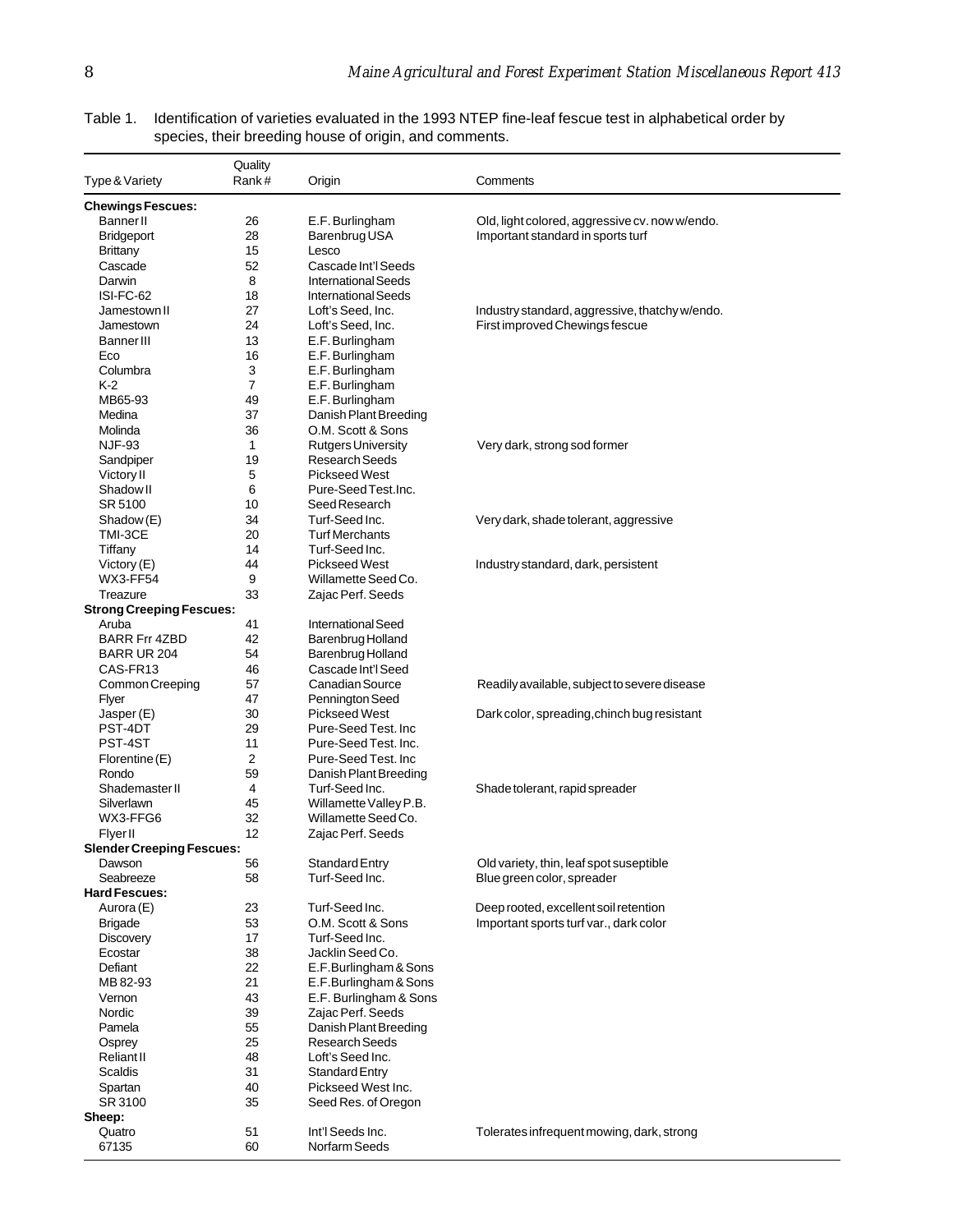Table 1. Identification of varieties evaluated in the 1993 NTEP fine-leaf fescue test in alphabetical order by species, their breeding house of origin, and comments.

| Type & Variety | Quality Rank# | Origin | Comments |
|---|---|---|---|
| **Chewings Fescues:** | | | |
| Banner II | 26 | E.F. Burlingham | Old, light colored, aggressive cv. now w/endo. |
| Bridgeport | 28 | Barenbrug USA | Important standard in sports turf |
| Brittany | 15 | Lesco | |
| Cascade | 52 | Cascade Int'l Seeds | |
| Darwin | 8 | International Seeds | |
| ISI-FC-62 | 18 | International Seeds | |
| Jamestown II | 27 | Loft's Seed, Inc. | Industry standard, aggressive, thatchy w/endo. |
| Jamestown | 24 | Loft's Seed, Inc. | First improved Chewings fescue |
| Banner III | 13 | E.F. Burlingham | |
| Eco | 16 | E.F. Burlingham | |
| Columbra | 3 | E.F. Burlingham | |
| K-2 | 7 | E.F. Burlingham | |
| MB65-93 | 49 | E.F. Burlingham | |
| Medina | 37 | Danish Plant Breeding | |
| Molinda | 36 | O.M. Scott & Sons | |
| NJF-93 | 1 | Rutgers University | Very dark, strong sod former |
| Sandpiper | 19 | Research Seeds | |
| Victory II | 5 | Pickseed West | |
| Shadow II | 6 | Pure-Seed Test.Inc. | |
| SR 5100 | 10 | Seed Research | |
| Shadow (E) | 34 | Turf-Seed Inc. | Very dark, shade tolerant, aggressive |
| TMI-3CE | 20 | Turf Merchants | |
| Tiffany | 14 | Turf-Seed Inc. | |
| Victory (E) | 44 | Pickseed West | Industry standard, dark, persistent |
| WX3-FF54 | 9 | Willamette Seed Co. | |
| Treazure | 33 | Zajac Perf. Seeds | |
| **Strong Creeping Fescues:** | | | |
| Aruba | 41 | International Seed | |
| BARR Frr 4ZBD | 42 | Barenbrug Holland | |
| BARR UR 204 | 54 | Barenbrug Holland | |
| CAS-FR13 | 46 | Cascade Int'l Seed | |
| Common Creeping | 57 | Canadian Source | Readily available, subject to severe disease |
| Flyer | 47 | Pennington Seed | |
| Jasper (E) | 30 | Pickseed West | Dark color, spreading, chinch bug resistant |
| PST-4DT | 29 | Pure-Seed Test. Inc | |
| PST-4ST | 11 | Pure-Seed Test. Inc. | |
| Florentine (E) | 2 | Pure-Seed Test. Inc | |
| Rondo | 59 | Danish Plant Breeding | |
| Shademaster II | 4 | Turf-Seed Inc. | Shade tolerant, rapid spreader |
| Silverlawn | 45 | Willamette Valley P.B. | |
| WX3-FFG6 | 32 | Willamette Seed Co. | |
| Flyer II | 12 | Zajac Perf. Seeds | |
| **Slender Creeping Fescues:** | | | |
| Dawson | 56 | Standard Entry | Old variety, thin, leaf spot suseptible |
| Seabreeze | 58 | Turf-Seed Inc. | Blue green color, spreader |
| **Hard Fescues:** | | | |
| Aurora (E) | 23 | Turf-Seed Inc. | Deep rooted, excellent soil retention |
| Brigade | 53 | O.M. Scott & Sons | Important sports turf var., dark color |
| Discovery | 17 | Turf-Seed Inc. | |
| Ecostar | 38 | Jacklin Seed Co. | |
| Defiant | 22 | E.F.Burlingham & Sons | |
| MB 82-93 | 21 | E.F.Burlingham & Sons | |
| Vernon | 43 | E.F. Burlingham & Sons | |
| Nordic | 39 | Zajac Perf. Seeds | |
| Pamela | 55 | Danish Plant Breeding | |
| Osprey | 25 | Research Seeds | |
| Reliant II | 48 | Loft's Seed Inc. | |
| Scaldis | 31 | Standard Entry | |
| Spartan | 40 | Pickseed West Inc. | |
| SR 3100 | 35 | Seed Res. of Oregon | |
| **Sheep:** | | | |
| Quatro | 51 | Int'l Seeds Inc. | Tolerates infrequent mowing, dark, strong |
| 67135 | 60 | Norfarm Seeds | |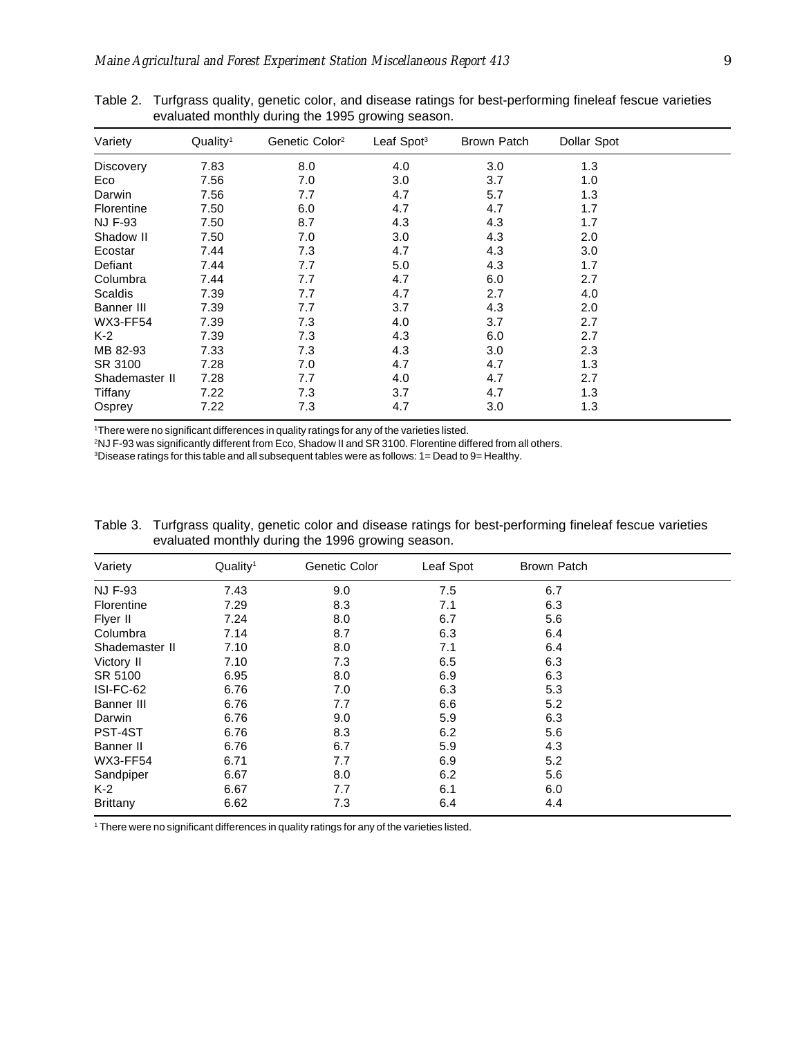Table 2. Turfgrass quality, genetic color, and disease ratings for best-performing fineleaf fescue varieties evaluated monthly during the 1995 growing season.

| Variety | Quality[1] | Genetic Color[2] | Leaf Spot[3] | Brown Patch | Dollar Spot |
|---|---|---|---|---|---|
| Discovery | 7.83 | 8.0 | 4.0 | 3.0 | 1.3 |
| Eco | 7.56 | 7.0 | 3.0 | 3.7 | 1.0 |
| Darwin | 7.56 | 7.7 | 4.7 | 5.7 | 1.3 |
| Florentine | 7.50 | 6.0 | 4.7 | 4.7 | 1.7 |
| NJ F-93 | 7.50 | 8.7 | 4.3 | 4.3 | 1.7 |
| Shadow II | 7.50 | 7.0 | 3.0 | 4.3 | 2.0 |
| Ecostar | 7.44 | 7.3 | 4.7 | 4.3 | 3.0 |
| Defiant | 7.44 | 7.7 | 5.0 | 4.3 | 1.7 |
| Columbra | 7.44 | 7.7 | 4.7 | 6.0 | 2.7 |
| Scaldis | 7.39 | 7.7 | 4.7 | 2.7 | 4.0 |
| Banner III | 7.39 | 7.7 | 3.7 | 4.3 | 2.0 |
| WX3-FF54 | 7.39 | 7.3 | 4.0 | 3.7 | 2.7 |
| K-2 | 7.39 | 7.3 | 4.3 | 6.0 | 2.7 |
| MB 82-93 | 7.33 | 7.3 | 4.3 | 3.0 | 2.3 |
| SR 3100 | 7.28 | 7.0 | 4.7 | 4.7 | 1.3 |
| Shademaster II | 7.28 | 7.7 | 4.0 | 4.7 | 2.7 |
| Tiffany | 7.22 | 7.3 | 3.7 | 4.7 | 1.3 |
| Osprey | 7.22 | 7.3 | 4.7 | 3.0 | 1.3 |

[1]There were no significant differences in quality ratings for any of the varieties listed.
[2]NJ F-93 was significantly different from Eco, Shadow II and SR 3100. Florentine differed from all others.
[3]Disease ratings for this table and all subsequent tables were as follows: 1= Dead to 9= Healthy.

Table 3. Turfgrass quality, genetic color and disease ratings for best-performing fineleaf fescue varieties evaluated monthly during the 1996 growing season.

| Variety | Quality[1] | Genetic Color | Leaf Spot | Brown Patch |
|---|---|---|---|---|
| NJ F-93 | 7.43 | 9.0 | 7.5 | 6.7 |
| Florentine | 7.29 | 8.3 | 7.1 | 6.3 |
| Flyer II | 7.24 | 8.0 | 6.7 | 5.6 |
| Columbra | 7.14 | 8.7 | 6.3 | 6.4 |
| Shademaster II | 7.10 | 8.0 | 7.1 | 6.4 |
| Victory II | 7.10 | 7.3 | 6.5 | 6.3 |
| SR 5100 | 6.95 | 8.0 | 6.9 | 6.3 |
| ISI-FC-62 | 6.76 | 7.0 | 6.3 | 5.3 |
| Banner III | 6.76 | 7.7 | 6.6 | 5.2 |
| Darwin | 6.76 | 9.0 | 5.9 | 6.3 |
| PST-4ST | 6.76 | 8.3 | 6.2 | 5.6 |
| Banner II | 6.76 | 6.7 | 5.9 | 4.3 |
| WX3-FF54 | 6.71 | 7.7 | 6.9 | 5.2 |
| Sandpiper | 6.67 | 8.0 | 6.2 | 5.6 |
| K-2 | 6.67 | 7.7 | 6.1 | 6.0 |
| Brittany | 6.62 | 7.3 | 6.4 | 4.4 |

[1] There were no significant differences in quality ratings for any of the varieties listed.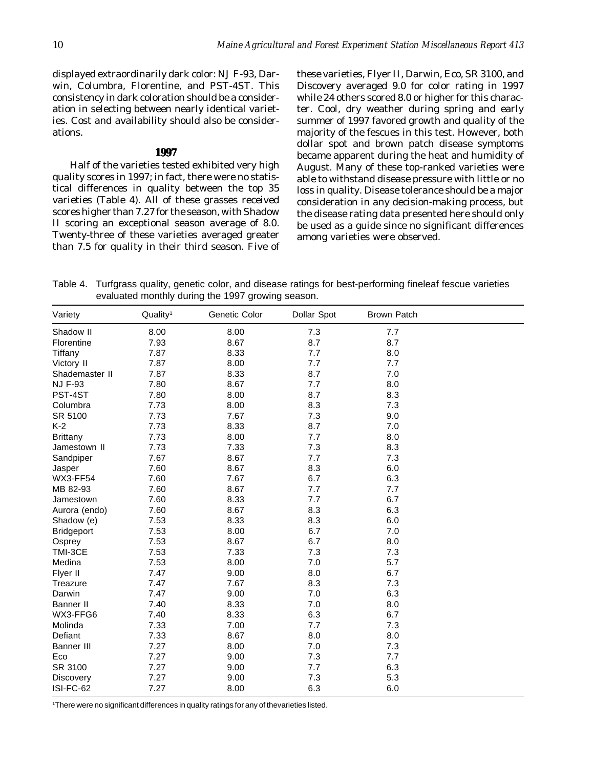displayed extraordinarily dark color: NJ F-93, Darwin, Columbra, Florentine, and PST-4ST. This consistency in dark coloration should be a consideration in selecting between nearly identical varieties. Cost and availability should also be considerations.

## 1997

Half of the varieties tested exhibited very high quality scores in 1997; in fact, there were no statistical differences in quality between the top 35 varieties (Table 4). All of these grasses received scores higher than 7.27 for the season, with Shadow II scoring an exceptional season average of 8.0. Twenty-three of these varieties averaged greater than 7.5 for quality in their third season. Five of these varieties, Flyer II, Darwin, Eco, SR 3100, and Discovery averaged 9.0 for color rating in 1997 while 24 others scored 8.0 or higher for this character. Cool, dry weather during spring and early summer of 1997 favored growth and quality of the majority of the fescues in this test. However, both dollar spot and brown patch disease symptoms became apparent during the heat and humidity of August. Many of these top-ranked varieties were able to withstand disease pressure with little or no loss in quality. Disease tolerance should be a major consideration in any decision-making process, but the disease rating data presented here should only be used as a guide since no significant differences among varieties were observed.

Table 4. Turfgrass quality, genetic color, and disease ratings for best-performing fineleaf fescue varieties evaluated monthly during the 1997 growing season.

| Variety | Quality[1] | Genetic Color | Dollar Spot | Brown Patch |
|---|---|---|---|---|
| Shadow II | 8.00 | 8.00 | 7.3 | 7.7 |
| Florentine | 7.93 | 8.67 | 8.7 | 8.7 |
| Tiffany | 7.87 | 8.33 | 7.7 | 8.0 |
| Victory II | 7.87 | 8.00 | 7.7 | 7.7 |
| Shademaster II | 7.87 | 8.33 | 8.7 | 7.0 |
| NJ F-93 | 7.80 | 8.67 | 7.7 | 8.0 |
| PST-4ST | 7.80 | 8.00 | 8.7 | 8.3 |
| Columbra | 7.73 | 8.00 | 8.3 | 7.3 |
| SR 5100 | 7.73 | 7.67 | 7.3 | 9.0 |
| K-2 | 7.73 | 8.33 | 8.7 | 7.0 |
| Brittany | 7.73 | 8.00 | 7.7 | 8.0 |
| Jamestown II | 7.73 | 7.33 | 7.3 | 8.3 |
| Sandpiper | 7.67 | 8.67 | 7.7 | 7.3 |
| Jasper | 7.60 | 8.67 | 8.3 | 6.0 |
| WX3-FF54 | 7.60 | 7.67 | 6.7 | 6.3 |
| MB 82-93 | 7.60 | 8.67 | 7.7 | 7.7 |
| Jamestown | 7.60 | 8.33 | 7.7 | 6.7 |
| Aurora (endo) | 7.60 | 8.67 | 8.3 | 6.3 |
| Shadow (e) | 7.53 | 8.33 | 8.3 | 6.0 |
| Bridgeport | 7.53 | 8.00 | 6.7 | 7.0 |
| Osprey | 7.53 | 8.67 | 6.7 | 8.0 |
| TMI-3CE | 7.53 | 7.33 | 7.3 | 7.3 |
| Medina | 7.53 | 8.00 | 7.0 | 5.7 |
| Flyer II | 7.47 | 9.00 | 8.0 | 6.7 |
| Treazure | 7.47 | 7.67 | 8.3 | 7.3 |
| Darwin | 7.47 | 9.00 | 7.0 | 6.3 |
| Banner II | 7.40 | 8.33 | 7.0 | 8.0 |
| WX3-FFG6 | 7.40 | 8.33 | 6.3 | 6.7 |
| Molinda | 7.33 | 7.00 | 7.7 | 7.3 |
| Defiant | 7.33 | 8.67 | 8.0 | 8.0 |
| Banner III | 7.27 | 8.00 | 7.0 | 7.3 |
| Eco | 7.27 | 9.00 | 7.3 | 7.7 |
| SR 3100 | 7.27 | 9.00 | 7.7 | 6.3 |
| Discovery | 7.27 | 9.00 | 7.3 | 5.3 |
| ISI-FC-62 | 7.27 | 8.00 | 6.3 | 6.0 |

[1]There were no significant differences in quality ratings for any of thevarieties listed.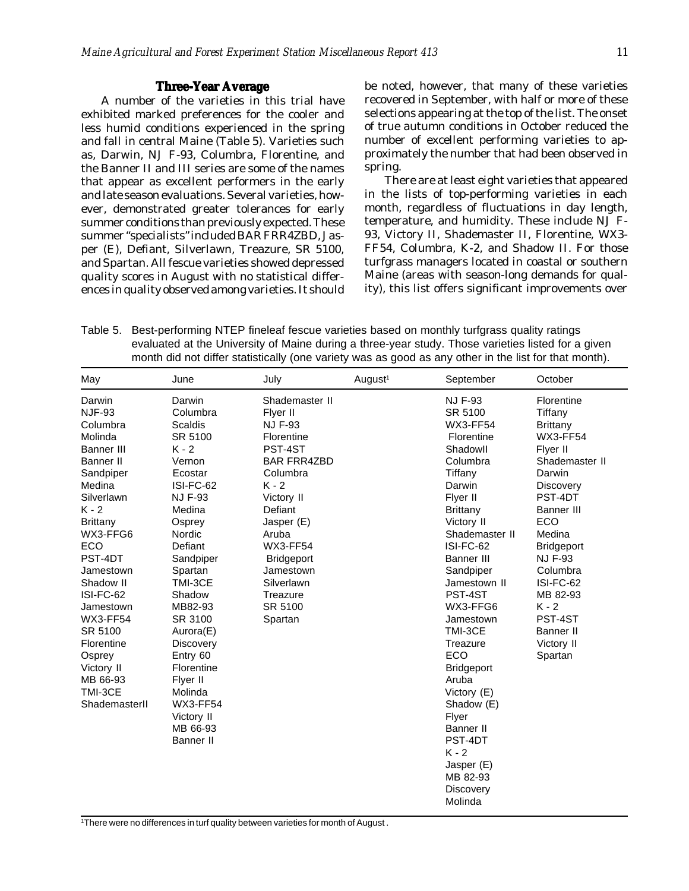## Three-Year Average

A number of the varieties in this trial have exhibited marked preferences for the cooler and less humid conditions experienced in the spring and fall in central Maine (Table 5). Varieties such as, Darwin, NJ F-93, Columbra, Florentine, and the Banner II and III series are some of the names that appear as excellent performers in the early and late season evaluations. Several varieties, however, demonstrated greater tolerances for early summer conditions than previously expected. These summer "specialists" included BAR FRR4ZBD, Jasper (E), Defiant, Silverlawn, Treazure, SR 5100, and Spartan. All fescue varieties showed depressed quality scores in August with no statistical differences in quality observed among varieties. It should be noted, however, that many of these varieties recovered in September, with half or more of these selections appearing at the top of the list. The onset of true autumn conditions in October reduced the number of excellent performing varieties to approximately the number that had been observed in spring.

There are at least eight varieties that appeared in the lists of top-performing varieties in each month, regardless of fluctuations in day length, temperature, and humidity. These include NJ F-93, Victory II, Shademaster II, Florentine, WX3-FF54, Columbra, K-2, and Shadow II. For those turfgrass managers located in coastal or southern Maine (areas with season-long demands for quality), this list offers significant improvements over

Table 5. Best-performing NTEP fineleaf fescue varieties based on monthly turfgrass quality ratings evaluated at the University of Maine during a three-year study. Those varieties listed for a given month did not differ statistically (one variety was as good as any other in the list for that month).

| May | June | July | August[1] | September | October |
|---|---|---|---|---|---|
| Darwin | Darwin | Shademaster II | | NJ F-93 | Florentine |
| NJF-93 | Columbra | Flyer II | | SR 5100 | Tiffany |
| Columbra | Scaldis | NJ F-93 | | WX3-FF54 | Brittany |
| Molinda | SR 5100 | Florentine | | Florentine | WX3-FF54 |
| Banner III | K - 2 | PST-4ST | | ShadowII | Flyer II |
| Banner II | Vernon | BAR FRR4ZBD | | Columbra | Shademaster II |
| Sandpiper | Ecostar | Columbra | | Tiffany | Darwin |
| Medina | ISI-FC-62 | K - 2 | | Darwin | Discovery |
| Silverlawn | NJ F-93 | Victory II | | Flyer II | PST-4DT |
| K - 2 | Medina | Defiant | | Brittany | Banner III |
| Brittany | Osprey | Jasper (E) | | Victory II | ECO |
| WX3-FFG6 | Nordic | Aruba | | Shademaster II | Medina |
| ECO | Defiant | WX3-FF54 | | ISI-FC-62 | Bridgeport |
| PST-4DT | Sandpiper | Bridgeport | | Banner III | NJ F-93 |
| Jamestown | Spartan | Jamestown | | Sandpiper | Columbra |
| Shadow II | TMI-3CE | Silverlawn | | Jamestown II | ISI-FC-62 |
| ISI-FC-62 | Shadow | Treazure | | PST-4ST | MB 82-93 |
| Jamestown | MB82-93 | SR 5100 | | WX3-FFG6 | K - 2 |
| WX3-FF54 | SR 3100 | Spartan | | Jamestown | PST-4ST |
| SR 5100 | Aurora(E) | | | TMI-3CE | Banner II |
| Florentine | Discovery | | | Treazure | Victory II |
| Osprey | Entry 60 | | | ECO | Spartan |
| Victory II | Florentine | | | Bridgeport | |
| MB 66-93 | Flyer II | | | Aruba | |
| TMI-3CE | Molinda | | | Victory (E) | |
| ShademasterII | WX3-FF54 | | | Shadow (E) | |
| | Victory II | | | Flyer | |
| | MB 66-93 | | | Banner II | |
| | Banner II | | | PST-4DT | |
| | | | | K - 2 | |
| | | | | Jasper (E) | |
| | | | | MB 82-93 | |
| | | | | Discovery | |
| | | | | Molinda | |

[1]There were no differences in turf quality between varieties for month of August .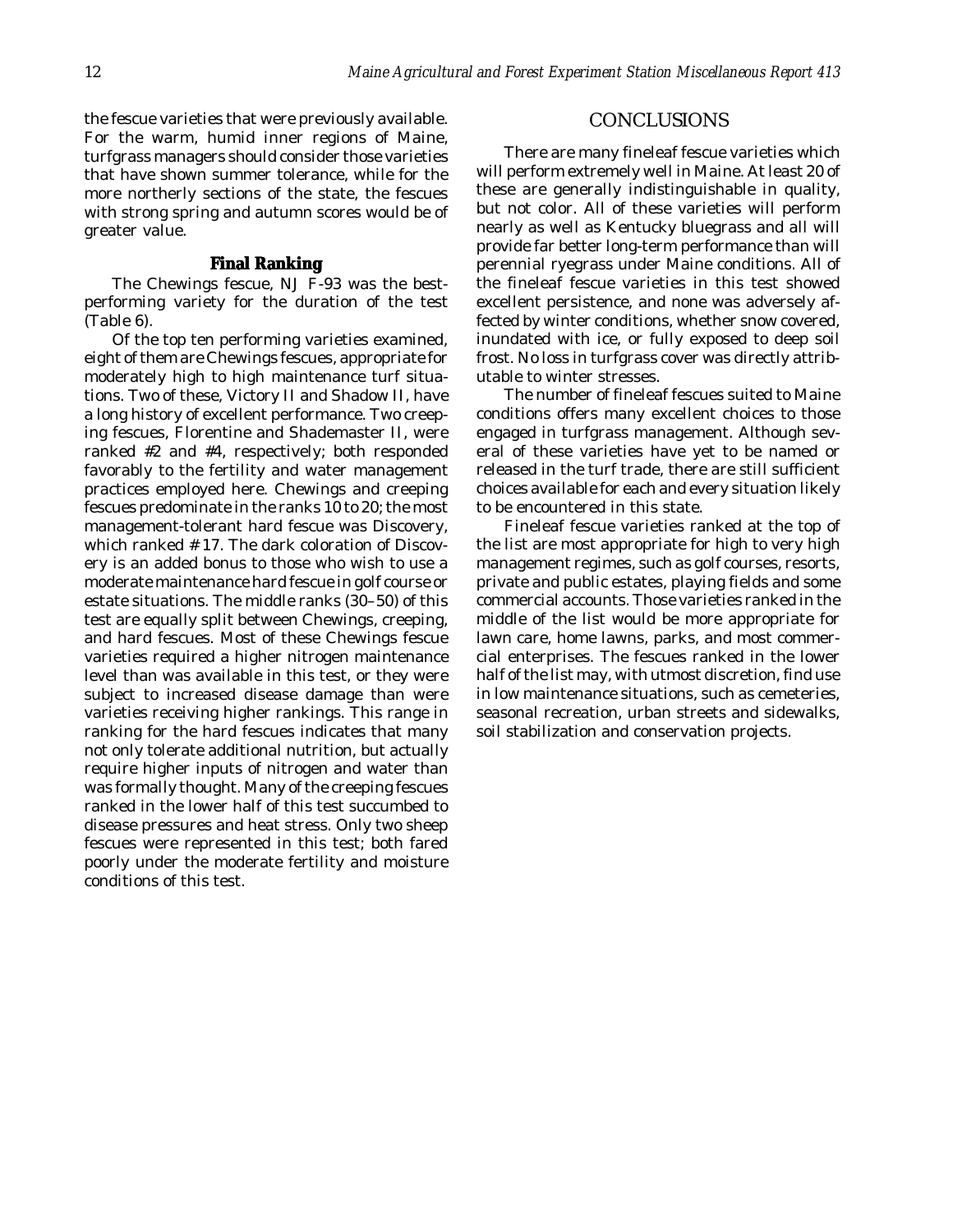the fescue varieties that were previously available. For the warm, humid inner regions of Maine, turfgrass managers should consider those varieties that have shown summer tolerance, while for the more northerly sections of the state, the fescues with strong spring and autumn scores would be of greater value.

### Final Ranking

The Chewings fescue, NJ F-93 was the best-performing variety for the duration of the test (Table 6).

Of the top ten performing varieties examined, eight of them are Chewings fescues, appropriate for moderately high to high maintenance turf situations. Two of these, Victory II and Shadow II, have a long history of excellent performance. Two creeping fescues, Florentine and Shademaster II, were ranked #2 and #4, respectively; both responded favorably to the fertility and water management practices employed here. Chewings and creeping fescues predominate in the ranks 10 to 20; the most management-tolerant hard fescue was Discovery, which ranked # 17. The dark coloration of Discovery is an added bonus to those who wish to use a moderate maintenance hard fescue in golf course or estate situations. The middle ranks (30–50) of this test are equally split between Chewings, creeping, and hard fescues. Most of these Chewings fescue varieties required a higher nitrogen maintenance level than was available in this test, or they were subject to increased disease damage than were varieties receiving higher rankings. This range in ranking for the hard fescues indicates that many not only tolerate additional nutrition, but actually require higher inputs of nitrogen and water than was formally thought. Many of the creeping fescues ranked in the lower half of this test succumbed to disease pressures and heat stress. Only two sheep fescues were represented in this test; both fared poorly under the moderate fertility and moisture conditions of this test.

## CONCLUSIONS

There are many fineleaf fescue varieties which will perform extremely well in Maine. At least 20 of these are generally indistinguishable in quality, but not color. All of these varieties will perform nearly as well as Kentucky bluegrass and all will provide far better long-term performance than will perennial ryegrass under Maine conditions. All of the fineleaf fescue varieties in this test showed excellent persistence, and none was adversely affected by winter conditions, whether snow covered, inundated with ice, or fully exposed to deep soil frost. No loss in turfgrass cover was directly attributable to winter stresses.

The number of fineleaf fescues suited to Maine conditions offers many excellent choices to those engaged in turfgrass management. Although several of these varieties have yet to be named or released in the turf trade, there are still sufficient choices available for each and every situation likely to be encountered in this state.

Fineleaf fescue varieties ranked at the top of the list are most appropriate for high to very high management regimes, such as golf courses, resorts, private and public estates, playing fields and some commercial accounts. Those varieties ranked in the middle of the list would be more appropriate for lawn care, home lawns, parks, and most commercial enterprises. The fescues ranked in the lower half of the list may, with utmost discretion, find use in low maintenance situations, such as cemeteries, seasonal recreation, urban streets and sidewalks, soil stabilization and conservation projects.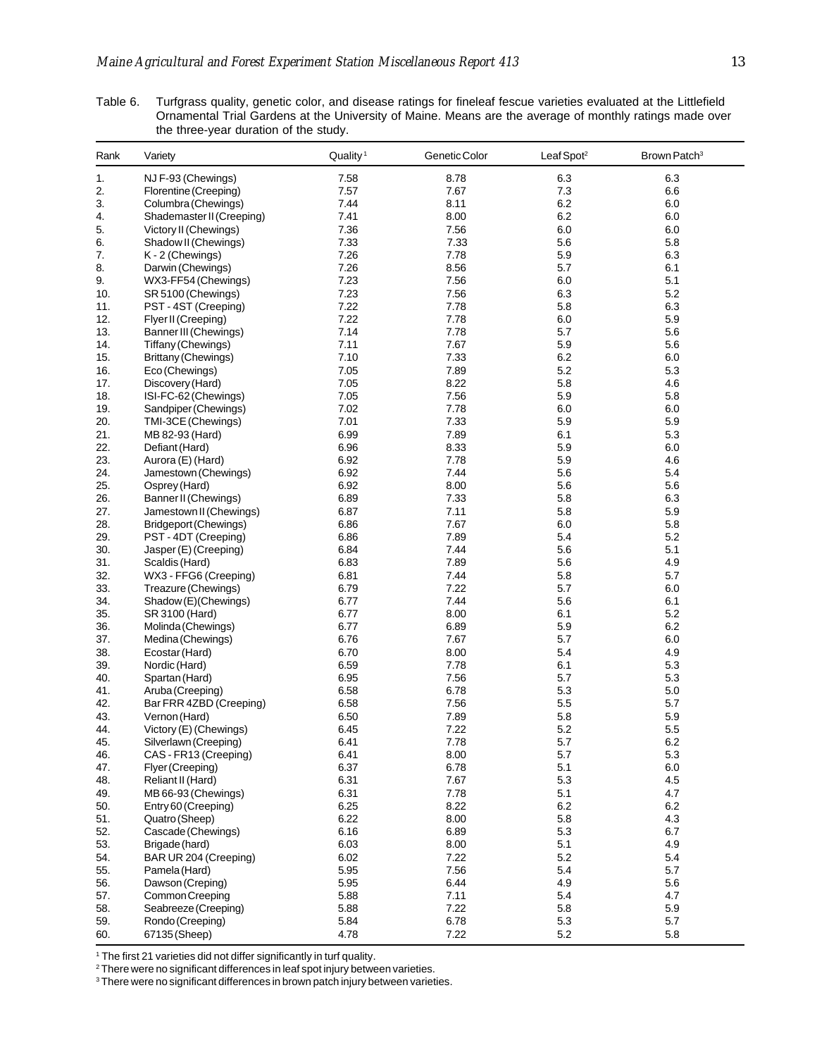Table 6. Turfgrass quality, genetic color, and disease ratings for fineleaf fescue varieties evaluated at the Littlefield Ornamental Trial Gardens at the University of Maine. Means are the average of monthly ratings made over the three-year duration of the study.

| Rank | Variety | Quality[1] | Genetic Color | Leaf Spot[2] | Brown Patch[3] |
|---|---|---|---|---|---|
| 1. | NJ F-93 (Chewings) | 7.58 | 8.78 | 6.3 | 6.3 |
| 2. | Florentine (Creeping) | 7.57 | 7.67 | 7.3 | 6.6 |
| 3. | Columbra (Chewings) | 7.44 | 8.11 | 6.2 | 6.0 |
| 4. | Shademaster II (Creeping) | 7.41 | 8.00 | 6.2 | 6.0 |
| 5. | Victory II (Chewings) | 7.36 | 7.56 | 6.0 | 6.0 |
| 6. | Shadow II (Chewings) | 7.33 | 7.33 | 5.6 | 5.8 |
| 7. | K - 2 (Chewings) | 7.26 | 7.78 | 5.9 | 6.3 |
| 8. | Darwin (Chewings) | 7.26 | 8.56 | 5.7 | 6.1 |
| 9. | WX3-FF54 (Chewings) | 7.23 | 7.56 | 6.0 | 5.1 |
| 10. | SR 5100 (Chewings) | 7.23 | 7.56 | 6.3 | 5.2 |
| 11. | PST - 4ST (Creeping) | 7.22 | 7.78 | 5.8 | 6.3 |
| 12. | Flyer II (Creeping) | 7.22 | 7.78 | 6.0 | 5.9 |
| 13. | Banner III (Chewings) | 7.14 | 7.78 | 5.7 | 5.6 |
| 14. | Tiffany (Chewings) | 7.11 | 7.67 | 5.9 | 5.6 |
| 15. | Brittany (Chewings) | 7.10 | 7.33 | 6.2 | 6.0 |
| 16. | Eco (Chewings) | 7.05 | 7.89 | 5.2 | 5.3 |
| 17. | Discovery (Hard) | 7.05 | 8.22 | 5.8 | 4.6 |
| 18. | ISI-FC-62 (Chewings) | 7.05 | 7.56 | 5.9 | 5.8 |
| 19. | Sandpiper (Chewings) | 7.02 | 7.78 | 6.0 | 6.0 |
| 20. | TMI-3CE (Chewings) | 7.01 | 7.33 | 5.9 | 5.9 |
| 21. | MB 82-93 (Hard) | 6.99 | 7.89 | 6.1 | 5.3 |
| 22. | Defiant (Hard) | 6.96 | 8.33 | 5.9 | 6.0 |
| 23. | Aurora (E) (Hard) | 6.92 | 7.78 | 5.9 | 4.6 |
| 24. | Jamestown (Chewings) | 6.92 | 7.44 | 5.6 | 5.4 |
| 25. | Osprey (Hard) | 6.92 | 8.00 | 5.6 | 5.6 |
| 26. | Banner II (Chewings) | 6.89 | 7.33 | 5.8 | 6.3 |
| 27. | Jamestown II (Chewings) | 6.87 | 7.11 | 5.8 | 5.9 |
| 28. | Bridgeport (Chewings) | 6.86 | 7.67 | 6.0 | 5.8 |
| 29. | PST - 4DT (Creeping) | 6.86 | 7.89 | 5.4 | 5.2 |
| 30. | Jasper (E) (Creeping) | 6.84 | 7.44 | 5.6 | 5.1 |
| 31. | Scaldis (Hard) | 6.83 | 7.89 | 5.6 | 4.9 |
| 32. | WX3 - FFG6 (Creeping) | 6.81 | 7.44 | 5.8 | 5.7 |
| 33. | Treazure (Chewings) | 6.79 | 7.22 | 5.7 | 6.0 |
| 34. | Shadow (E)(Chewings) | 6.77 | 7.44 | 5.6 | 6.1 |
| 35. | SR 3100 (Hard) | 6.77 | 8.00 | 6.1 | 5.2 |
| 36. | Molinda (Chewings) | 6.77 | 6.89 | 5.9 | 6.2 |
| 37. | Medina (Chewings) | 6.76 | 7.67 | 5.7 | 6.0 |
| 38. | Ecostar (Hard) | 6.70 | 8.00 | 5.4 | 4.9 |
| 39. | Nordic (Hard) | 6.59 | 7.78 | 6.1 | 5.3 |
| 40. | Spartan (Hard) | 6.95 | 7.56 | 5.7 | 5.3 |
| 41. | Aruba (Creeping) | 6.58 | 6.78 | 5.3 | 5.0 |
| 42. | Bar FRR 4ZBD (Creeping) | 6.58 | 7.56 | 5.5 | 5.7 |
| 43. | Vernon (Hard) | 6.50 | 7.89 | 5.8 | 5.9 |
| 44. | Victory (E) (Chewings) | 6.45 | 7.22 | 5.2 | 5.5 |
| 45. | Silverlawn (Creeping) | 6.41 | 7.78 | 5.7 | 6.2 |
| 46. | CAS - FR13 (Creeping) | 6.41 | 8.00 | 5.7 | 5.3 |
| 47. | Flyer (Creeping) | 6.37 | 6.78 | 5.1 | 6.0 |
| 48. | Reliant II (Hard) | 6.31 | 7.67 | 5.3 | 4.5 |
| 49. | MB 66-93 (Chewings) | 6.31 | 7.78 | 5.1 | 4.7 |
| 50. | Entry 60 (Creeping) | 6.25 | 8.22 | 6.2 | 6.2 |
| 51. | Quatro (Sheep) | 6.22 | 8.00 | 5.8 | 4.3 |
| 52. | Cascade (Chewings) | 6.16 | 6.89 | 5.3 | 6.7 |
| 53. | Brigade (hard) | 6.03 | 8.00 | 5.1 | 4.9 |
| 54. | BAR UR 204 (Creeping) | 6.02 | 7.22 | 5.2 | 5.4 |
| 55. | Pamela (Hard) | 5.95 | 7.56 | 5.4 | 5.7 |
| 56. | Dawson (Creping) | 5.95 | 6.44 | 4.9 | 5.6 |
| 57. | Common Creeping | 5.88 | 7.11 | 5.4 | 4.7 |
| 58. | Seabreeze (Creeping) | 5.88 | 7.22 | 5.8 | 5.9 |
| 59. | Rondo (Creeping) | 5.84 | 6.78 | 5.3 | 5.7 |
| 60. | 67135 (Sheep) | 4.78 | 7.22 | 5.2 | 5.8 |

[1] The first 21 varieties did not differ significantly in turf quality.

[2] There were no significant differences in leaf spot injury between varieties.

[3] There were no significant differences in brown patch injury between varieties.